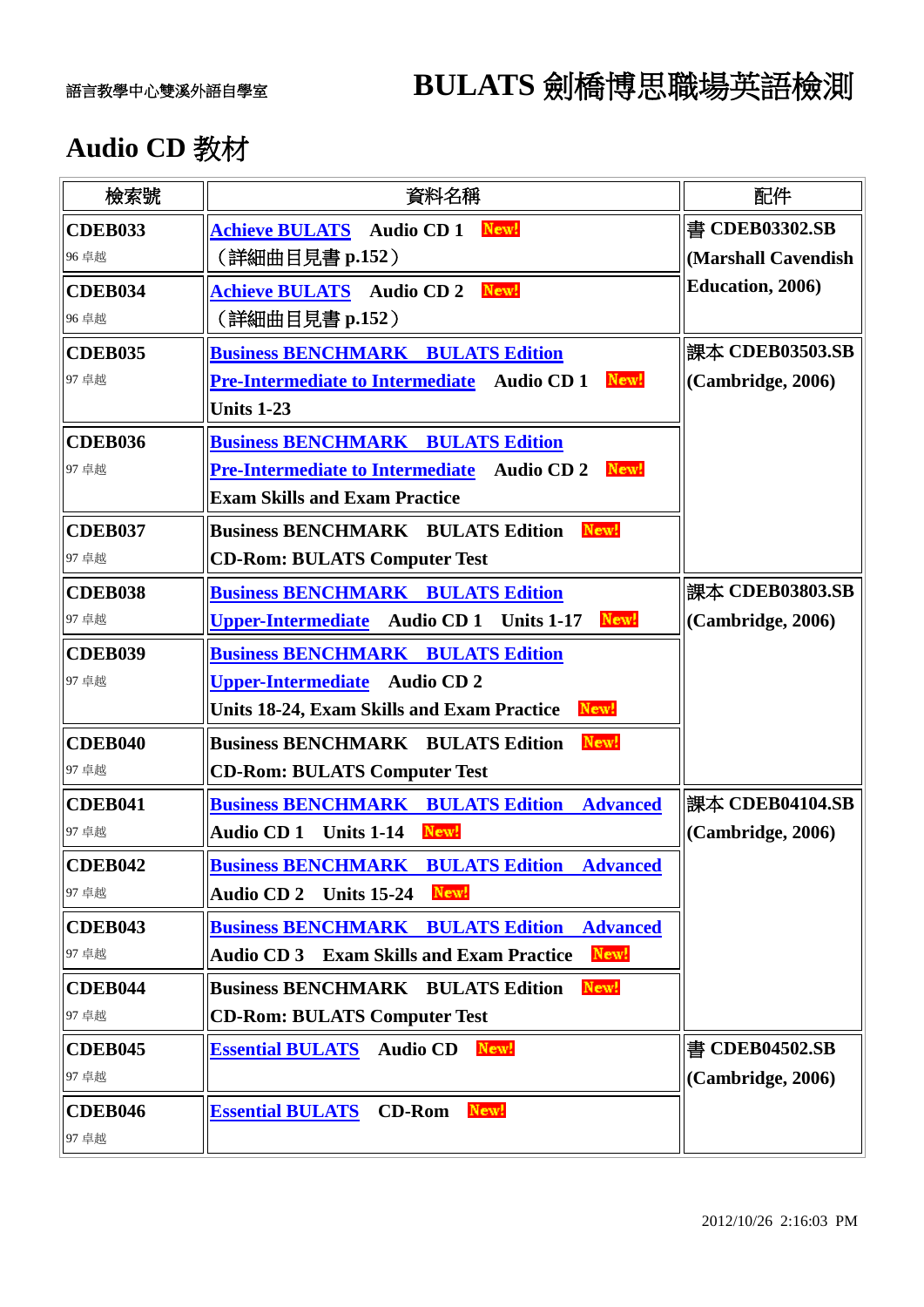語言教學中心雙溪外語自學室

# BULATS 劍橋博思職場英語檢測

## Audio CD 教材

| 檢索號 | 資料名稱 | 配件 |
|---|---|---|
| **CDEB033**<br>96 卓越 | **Achieve BULATS Audio CD 1** New!<br>（詳細曲目見書 p.152） | 書 **CDEB03302.SB (Marshall Cavendish Education, 2006)** |
| **CDEB034**<br>96 卓越 | **Achieve BULATS Audio CD 2** New!<br>（詳細曲目見書 p.152） | |
| **CDEB035**<br>97 卓越 | **Business BENCHMARK BULATS Edition**<br>**Pre-Intermediate to Intermediate Audio CD 1** New!<br>**Units 1-23** | 課本 **CDEB03503.SB (Cambridge, 2006)** |
| **CDEB036**<br>97 卓越 | **Business BENCHMARK BULATS Edition**<br>**Pre-Intermediate to Intermediate Audio CD 2** New!<br>**Exam Skills and Exam Practice** | |
| **CDEB037**<br>97 卓越 | **Business BENCHMARK BULATS Edition** New!<br>**CD-Rom: BULATS Computer Test** | |
| **CDEB038**<br>97 卓越 | **Business BENCHMARK BULATS Edition**<br>**Upper-Intermediate Audio CD 1 Units 1-17** New! | 課本 **CDEB03803.SB (Cambridge, 2006)** |
| **CDEB039**<br>97 卓越 | **Business BENCHMARK BULATS Edition**<br>**Upper-Intermediate Audio CD 2**<br>**Units 18-24, Exam Skills and Exam Practice** New! | |
| **CDEB040**<br>97 卓越 | **Business BENCHMARK BULATS Edition** New!<br>**CD-Rom: BULATS Computer Test** | |
| **CDEB041**<br>97 卓越 | **Business BENCHMARK BULATS Edition Advanced**<br>**Audio CD 1 Units 1-14** New! | 課本 **CDEB04104.SB (Cambridge, 2006)** |
| **CDEB042**<br>97 卓越 | **Business BENCHMARK BULATS Edition Advanced**<br>**Audio CD 2 Units 15-24** New! | |
| **CDEB043**<br>97 卓越 | **Business BENCHMARK BULATS Edition Advanced**<br>**Audio CD 3 Exam Skills and Exam Practice** New! | |
| **CDEB044**<br>97 卓越 | **Business BENCHMARK BULATS Edition** New!<br>**CD-Rom: BULATS Computer Test** | |
| **CDEB045**<br>97 卓越 | **Essential BULATS Audio CD** New! | 書 **CDEB04502.SB (Cambridge, 2006)** |
| **CDEB046**<br>97 卓越 | **Essential BULATS CD-Rom** New! | |

2012/10/26 2:16:03 PM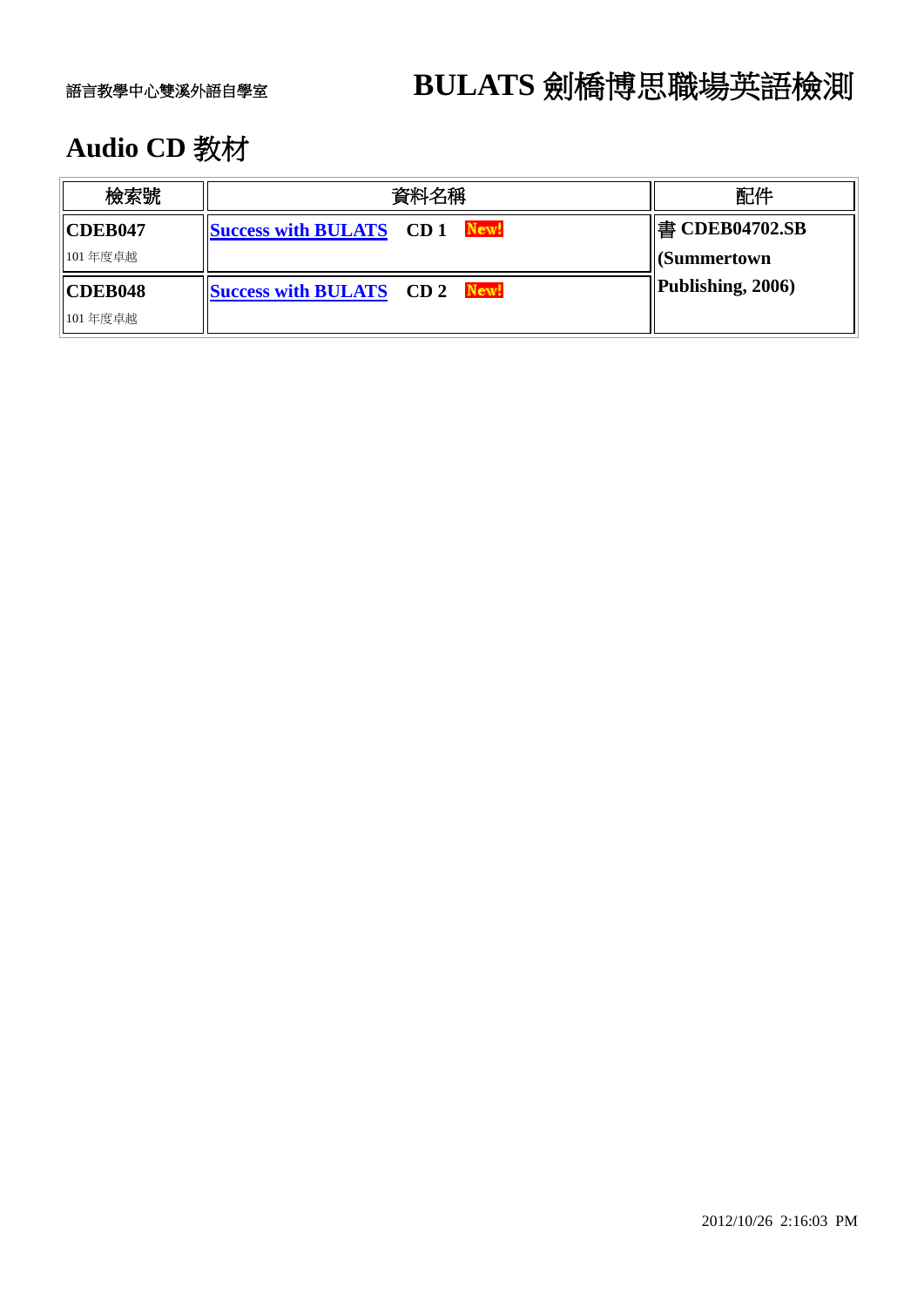語言教學中心雙溪外語自學室

# BULATS 劍橋博思職場英語檢測

## Audio CD 教材

| 檢索號 | 資料名稱 | 配件 |
| --- | --- | --- |
| **CDEB047** 101 年度卓越 | **Success with BULATS CD 1** New! | 書 **CDEB04702.SB (Summertown Publishing, 2006)** |
| **CDEB048** 101 年度卓越 | **Success with BULATS CD 2** New! | |

2012/10/26 2:16:03 PM